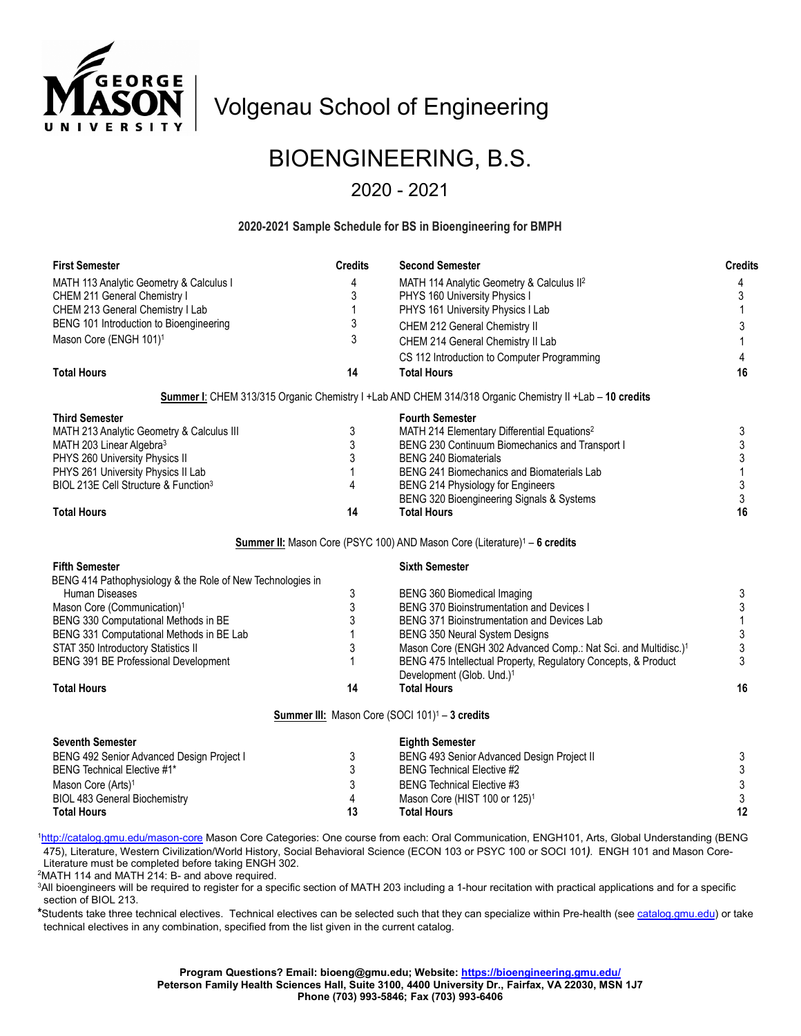# Volgenau School of Engineering

# BIOENGINEERING, B.S.

## 2020 - 2021

**2020-2021 Sample Schedule for BS in Bioengineering for BMPH**

| First Semester | Credits | Second Semester | Credits |
|---|---|---|---|
| MATH 113 Analytic Geometry & Calculus I | 4 | MATH 114 Analytic Geometry & Calculus II[2] | 4 |
| CHEM 211 General Chemistry I | 3 | PHYS 160 University Physics I | 3 |
| CHEM 213 General Chemistry I Lab | 1 | PHYS 161 University Physics I Lab | 1 |
| BENG 101 Introduction to Bioengineering | 3 | CHEM 212 General Chemistry II | 3 |
| Mason Core (ENGH 101)[1] | 3 | CHEM 214 General Chemistry II Lab | 1 |
| | | CS 112 Introduction to Computer Programming | 4 |
| **Total Hours** | **14** | **Total Hours** | **16** |

**Summer I**: CHEM 313/315 Organic Chemistry I +Lab AND CHEM 314/318 Organic Chemistry II +Lab – **10 credits**

| Third Semester | Credits | Fourth Semester | Credits |
|---|---|---|---|
| MATH 213 Analytic Geometry & Calculus III | 3 | MATH 214 Elementary Differential Equations[2] | 3 |
| MATH 203 Linear Algebra[3] | 3 | BENG 230 Continuum Biomechanics and Transport I | 3 |
| PHYS 260 University Physics II | 3 | BENG 240 Biomaterials | 3 |
| PHYS 261 University Physics II Lab | 1 | BENG 241 Biomechanics and Biomaterials Lab | 1 |
| BIOL 213E Cell Structure & Function[3] | 4 | BENG 214 Physiology for Engineers | 3 |
| | | BENG 320 Bioengineering Signals & Systems | 3 |
| **Total Hours** | **14** | **Total Hours** | **16** |

**Summer II:** Mason Core (PSYC 100) AND Mason Core (Literature)[1] – **6 credits**

| Fifth Semester | Credits | Sixth Semester | Credits |
|---|---|---|---|
| BENG 414 Pathophysiology & the Role of New Technologies in Human Diseases | 3 | BENG 360 Biomedical Imaging | 3 |
| Mason Core (Communication)[1] | 3 | BENG 370 Bioinstrumentation and Devices I | 3 |
| BENG 330 Computational Methods in BE | 3 | BENG 371 Bioinstrumentation and Devices Lab | 1 |
| BENG 331 Computational Methods in BE Lab | 1 | BENG 350 Neural System Designs | 3 |
| STAT 350 Introductory Statistics II | 3 | Mason Core (ENGH 302 Advanced Comp.: Nat Sci. and Multidisc.)[1] | 3 |
| BENG 391 BE Professional Development | 1 | BENG 475 Intellectual Property, Regulatory Concepts, & Product Development (Glob. Und.)[1] | 3 |
| **Total Hours** | **14** | **Total Hours** | **16** |

**Summer III:** Mason Core (SOCI 101)[1] – **3 credits**

| Seventh Semester | Credits | Eighth Semester | Credits |
|---|---|---|---|
| BENG 492 Senior Advanced Design Project I | 3 | BENG 493 Senior Advanced Design Project II | 3 |
| BENG Technical Elective #1* | 3 | BENG Technical Elective #2 | 3 |
| Mason Core (Arts)[1] | 3 | BENG Technical Elective #3 | 3 |
| BIOL 483 General Biochemistry | 4 | Mason Core (HIST 100 or 125)[1] | 3 |
| **Total Hours** | **13** | **Total Hours** | **12** |

[1]http://catalog.gmu.edu/mason-core Mason Core Categories: One course from each: Oral Communication, ENGH101, Arts, Global Understanding (BENG 475), Literature, Western Civilization/World History, Social Behavioral Science (ECON 103 or PSYC 100 or SOCI 101*)*. ENGH 101 and Mason Core-Literature must be completed before taking ENGH 302.

[2]MATH 114 and MATH 214: B- and above required.

[3]All bioengineers will be required to register for a specific section of MATH 203 including a 1-hour recitation with practical applications and for a specific section of BIOL 213.

*Students take three technical electives. Technical electives can be selected such that they can specialize within Pre-health (see catalog.gmu.edu) or take technical electives in any combination, specified from the list given in the current catalog.

**Program Questions? Email: bioeng@gmu.edu; Website: https://bioengineering.gmu.edu/**
**Peterson Family Health Sciences Hall, Suite 3100, 4400 University Dr., Fairfax, VA 22030, MSN 1J7**
**Phone (703) 993-5846; Fax (703) 993-6406**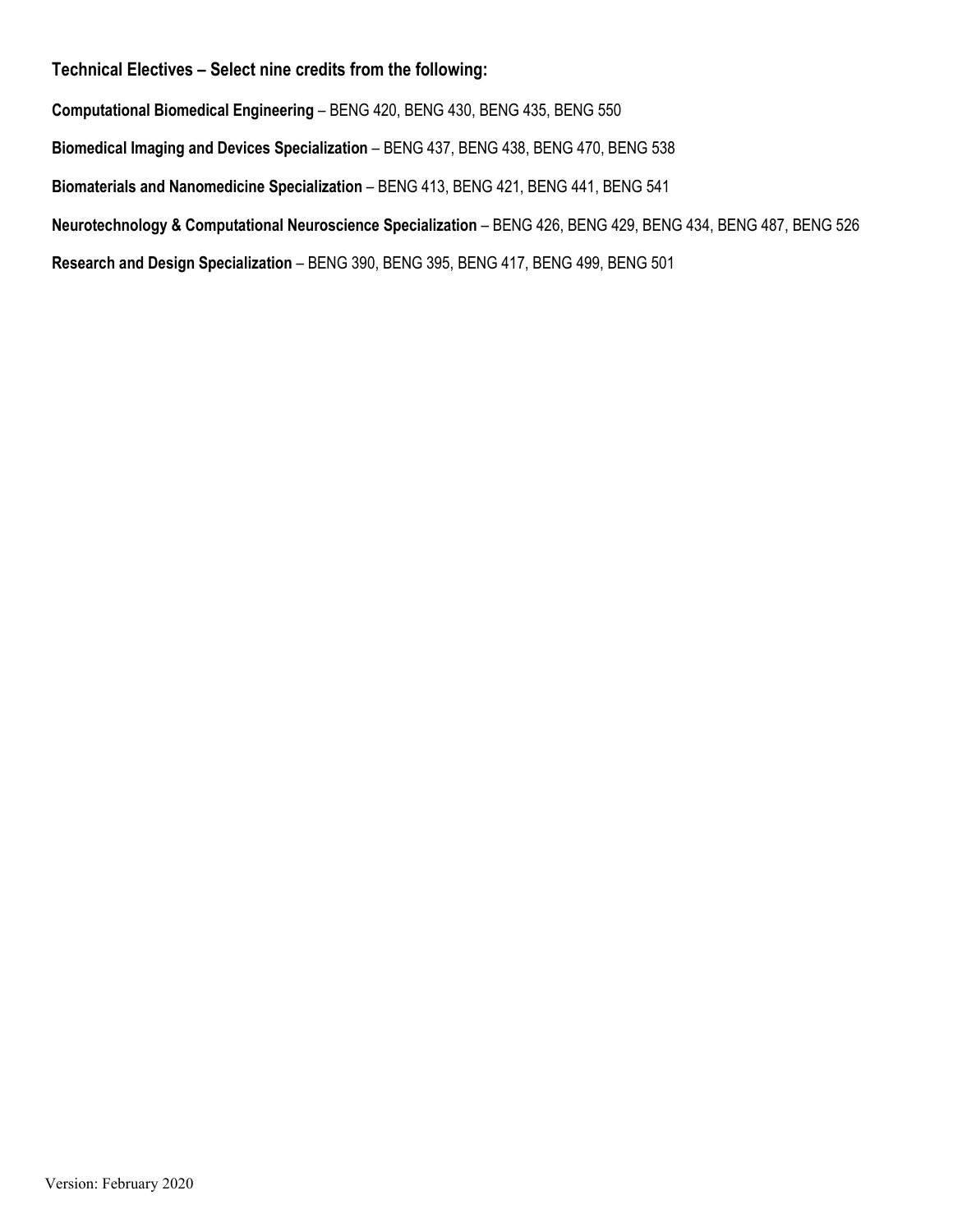**Technical Electives – Select nine credits from the following:**

**Computational Biomedical Engineering** – BENG 420, BENG 430, BENG 435, BENG 550

**Biomedical Imaging and Devices Specialization** – BENG 437, BENG 438, BENG 470, BENG 538

**Biomaterials and Nanomedicine Specialization** – BENG 413, BENG 421, BENG 441, BENG 541

**Neurotechnology & Computational Neuroscience Specialization** – BENG 426, BENG 429, BENG 434, BENG 487, BENG 526

**Research and Design Specialization** – BENG 390, BENG 395, BENG 417, BENG 499, BENG 501

Version: February 2020